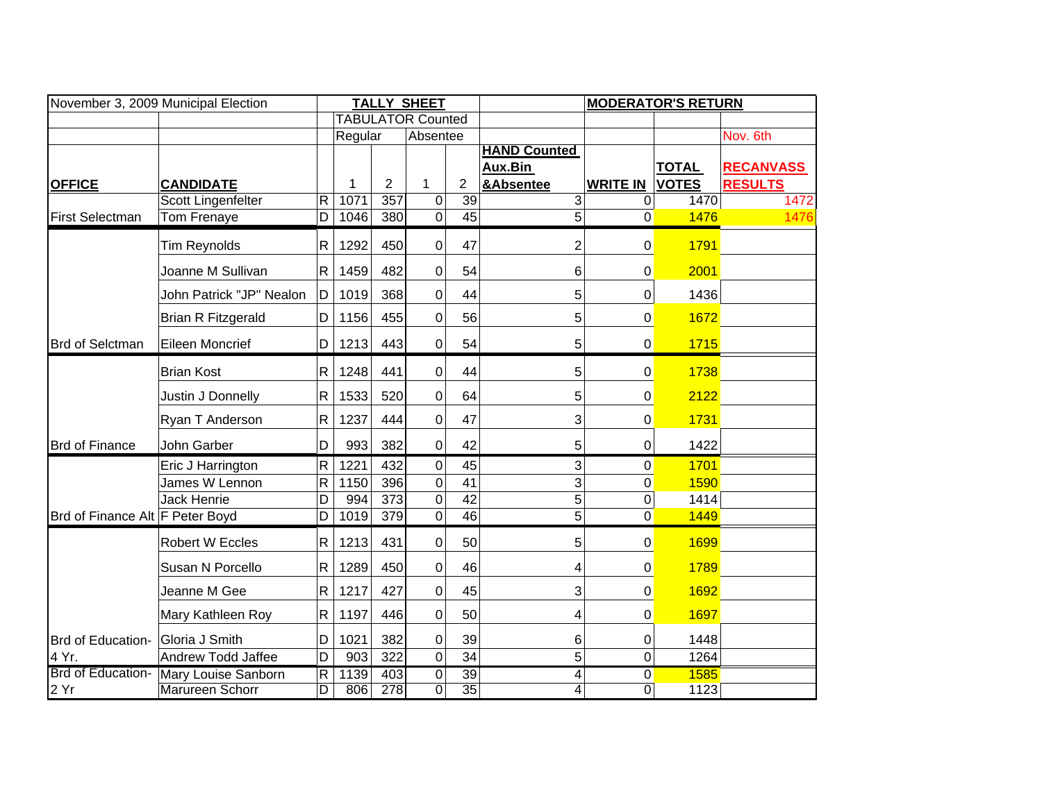| November 3, 2009 Municipal Election | | | TALLY SHEET | | | | | MODERATOR'S RETURN | | |
|---|---|---|---|---|---|---|---|---|---|---|
| | | | TABULATOR Counted | | | | | | | |
| | | | Regular | | Absentee | | | | | Nov. 6th |
| **OFFICE** | **CANDIDATE** | | 1 | 2 | 1 | 2 | **HAND Counted Aux.Bin &Absentee** | **WRITE IN** | **TOTAL VOTES** | **RECANVASS RESULTS** |
| First Selectman | Scott Lingenfelter | R | 1071 | 357 | 0 | 39 | 3 | 0 | 1470 | 1472 |
| | Tom Frenaye | D | 1046 | 380 | 0 | 45 | 5 | 0 | 1476 | 1476 |
| Brd of Selctman | Tim Reynolds | R | 1292 | 450 | 0 | 47 | 2 | 0 | 1791 | |
| | Joanne M Sullivan | R | 1459 | 482 | 0 | 54 | 6 | 0 | 2001 | |
| | John Patrick "JP" Nealon | D | 1019 | 368 | 0 | 44 | 5 | 0 | 1436 | |
| | Brian R Fitzgerald | D | 1156 | 455 | 0 | 56 | 5 | 0 | 1672 | |
| | Eileen Moncrief | D | 1213 | 443 | 0 | 54 | 5 | 0 | 1715 | |
| Brd of Finance | Brian Kost | R | 1248 | 441 | 0 | 44 | 5 | 0 | 1738 | |
| | Justin J Donnelly | R | 1533 | 520 | 0 | 64 | 5 | 0 | 2122 | |
| | Ryan T Anderson | R | 1237 | 444 | 0 | 47 | 3 | 0 | 1731 | |
| | John Garber | D | 993 | 382 | 0 | 42 | 5 | 0 | 1422 | |
| Brd of Finance Alt | Eric J Harrington | R | 1221 | 432 | 0 | 45 | 3 | 0 | 1701 | |
| | James W Lennon | R | 1150 | 396 | 0 | 41 | 3 | 0 | 1590 | |
| | Jack Henrie | D | 994 | 373 | 0 | 42 | 5 | 0 | 1414 | |
| | F Peter Boyd | D | 1019 | 379 | 0 | 46 | 5 | 0 | 1449 | |
| Brd of Education- 4 Yr. | Robert W Eccles | R | 1213 | 431 | 0 | 50 | 5 | 0 | 1699 | |
| | Susan N Porcello | R | 1289 | 450 | 0 | 46 | 4 | 0 | 1789 | |
| | Jeanne M Gee | R | 1217 | 427 | 0 | 45 | 3 | 0 | 1692 | |
| | Mary Kathleen Roy | R | 1197 | 446 | 0 | 50 | 4 | 0 | 1697 | |
| | Gloria J Smith | D | 1021 | 382 | 0 | 39 | 6 | 0 | 1448 | |
| | Andrew Todd Jaffee | D | 903 | 322 | 0 | 34 | 5 | 0 | 1264 | |
| Brd of Education- 2 Yr | Mary Louise Sanborn | R | 1139 | 403 | 0 | 39 | 4 | 0 | 1585 | |
| | Marureen Schorr | D | 806 | 278 | 0 | 35 | 4 | 0 | 1123 | |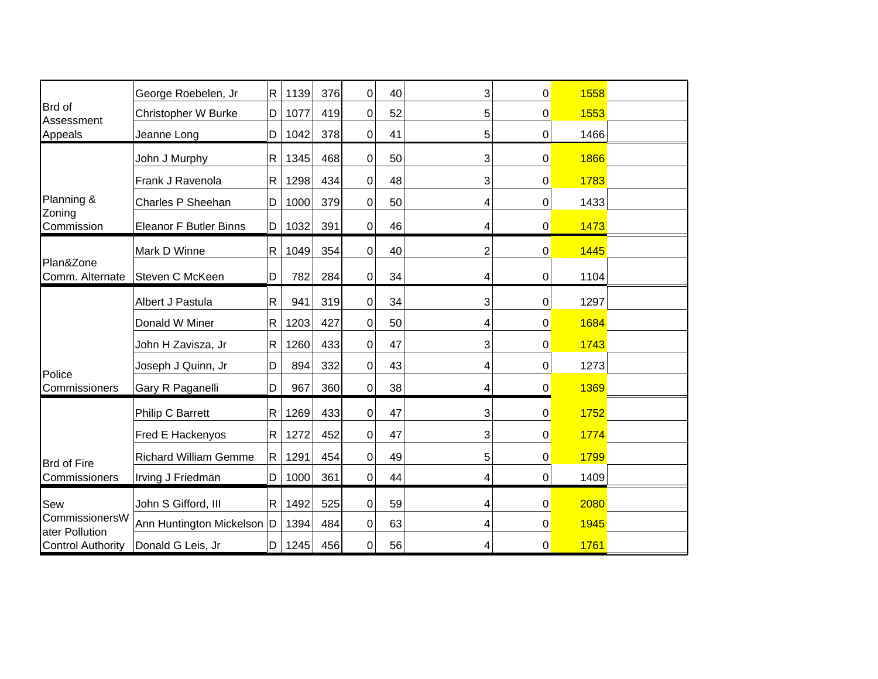| | | | | | | | | | | |
|---|---|---|---|---|---|---|---|---|---|---|
| Brd of Assessment Appeals | George Roebelen, Jr | R | 1139 | 376 | 0 | 40 | 3 | 0 | 1558 | |
| | Christopher W Burke | D | 1077 | 419 | 0 | 52 | 5 | 0 | 1553 | |
| | Jeanne Long | D | 1042 | 378 | 0 | 41 | 5 | 0 | 1466 | |
| Planning & Zoning Commission | John J Murphy | R | 1345 | 468 | 0 | 50 | 3 | 0 | 1866 | |
| | Frank J Ravenola | R | 1298 | 434 | 0 | 48 | 3 | 0 | 1783 | |
| | Charles P Sheehan | D | 1000 | 379 | 0 | 50 | 4 | 0 | 1433 | |
| | Eleanor F Butler Binns | D | 1032 | 391 | 0 | 46 | 4 | 0 | 1473 | |
| Plan&Zone Comm. Alternate | Mark D Winne | R | 1049 | 354 | 0 | 40 | 2 | 0 | 1445 | |
| | Steven C McKeen | D | 782 | 284 | 0 | 34 | 4 | 0 | 1104 | |
| Police Commissioners | Albert J Pastula | R | 941 | 319 | 0 | 34 | 3 | 0 | 1297 | |
| | Donald W Miner | R | 1203 | 427 | 0 | 50 | 4 | 0 | 1684 | |
| | John H Zavisza, Jr | R | 1260 | 433 | 0 | 47 | 3 | 0 | 1743 | |
| | Joseph J Quinn, Jr | D | 894 | 332 | 0 | 43 | 4 | 0 | 1273 | |
| | Gary R Paganelli | D | 967 | 360 | 0 | 38 | 4 | 0 | 1369 | |
| Brd of Fire Commissioners | Philip C Barrett | R | 1269 | 433 | 0 | 47 | 3 | 0 | 1752 | |
| | Fred E Hackenyos | R | 1272 | 452 | 0 | 47 | 3 | 0 | 1774 | |
| | Richard William Gemme | R | 1291 | 454 | 0 | 49 | 5 | 0 | 1799 | |
| | Irving J Friedman | D | 1000 | 361 | 0 | 44 | 4 | 0 | 1409 | |
| Sew CommissionersWater Pollution Control Authority | John S Gifford, III | R | 1492 | 525 | 0 | 59 | 4 | 0 | 2080 | |
| | Ann Huntington Mickelson | D | 1394 | 484 | 0 | 63 | 4 | 0 | 1945 | |
| | Donald G Leis, Jr | D | 1245 | 456 | 0 | 56 | 4 | 0 | 1761 | |